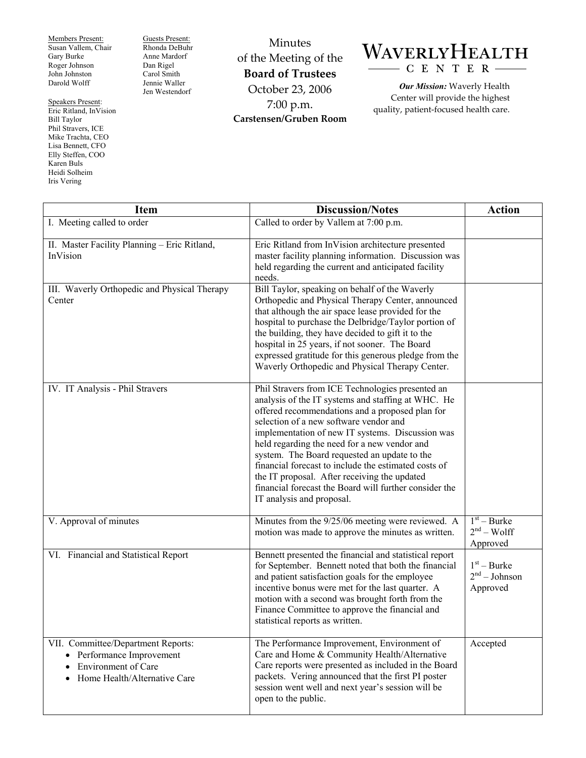Members Present:
Susan Vallem, Chair
Gary Burke
Roger Johnson
John Johnston
Darold Wolff

Guests Present:
Rhonda DeBuhr
Anne Mardorf
Dan Rigel
Carol Smith
Jennie Waller
Jen Westendorf

Speakers Present:
Eric Ritland, InVision
Bill Taylor
Phil Stravers, ICE
Mike Trachta, CEO
Lisa Bennett, CFO
Elly Steffen, COO
Karen Buls
Heidi Solheim
Iris Vering

# Minutes of the Meeting of the **Board of Trustees**

October 23, 2006
7:00 p.m.
**Carstensen/Gruben Room**

**WAVERLY HEALTH CENTER**

***Our Mission:*** *Waverly Health Center will provide the highest quality, patient-focused health care.*

| Item | Discussion/Notes | Action |
|---|---|---|
| I. Meeting called to order | Called to order by Vallem at 7:00 p.m. | |
| II. Master Facility Planning – Eric Ritland, InVision | Eric Ritland from InVision architecture presented master facility planning information. Discussion was held regarding the current and anticipated facility needs. | |
| III. Waverly Orthopedic and Physical Therapy Center | Bill Taylor, speaking on behalf of the Waverly Orthopedic and Physical Therapy Center, announced that although the air space lease provided for the hospital to purchase the Delbridge/Taylor portion of the building, they have decided to gift it to the hospital in 25 years, if not sooner. The Board expressed gratitude for this generous pledge from the Waverly Orthopedic and Physical Therapy Center. | |
| IV. IT Analysis - Phil Stravers | Phil Stravers from ICE Technologies presented an analysis of the IT systems and staffing at WHC. He offered recommendations and a proposed plan for selection of a new software vendor and implementation of new IT systems. Discussion was held regarding the need for a new vendor and system. The Board requested an update to the financial forecast to include the estimated costs of the IT proposal. After receiving the updated financial forecast the Board will further consider the IT analysis and proposal. | |
| V. Approval of minutes | Minutes from the 9/25/06 meeting were reviewed. A motion was made to approve the minutes as written. | 1st – Burke<br>2nd – Wolff<br>Approved |
| VI. Financial and Statistical Report | Bennett presented the financial and statistical report for September. Bennett noted that both the financial and patient satisfaction goals for the employee incentive bonus were met for the last quarter. A motion with a second was brought forth from the Finance Committee to approve the financial and statistical reports as written. | 1st – Burke<br>2nd – Johnson<br>Approved |
| VII. Committee/Department Reports:<br>• Performance Improvement<br>• Environment of Care<br>• Home Health/Alternative Care | The Performance Improvement, Environment of Care and Home & Community Health/Alternative Care reports were presented as included in the Board packets. Vering announced that the first PI poster session went well and next year's session will be open to the public. | Accepted |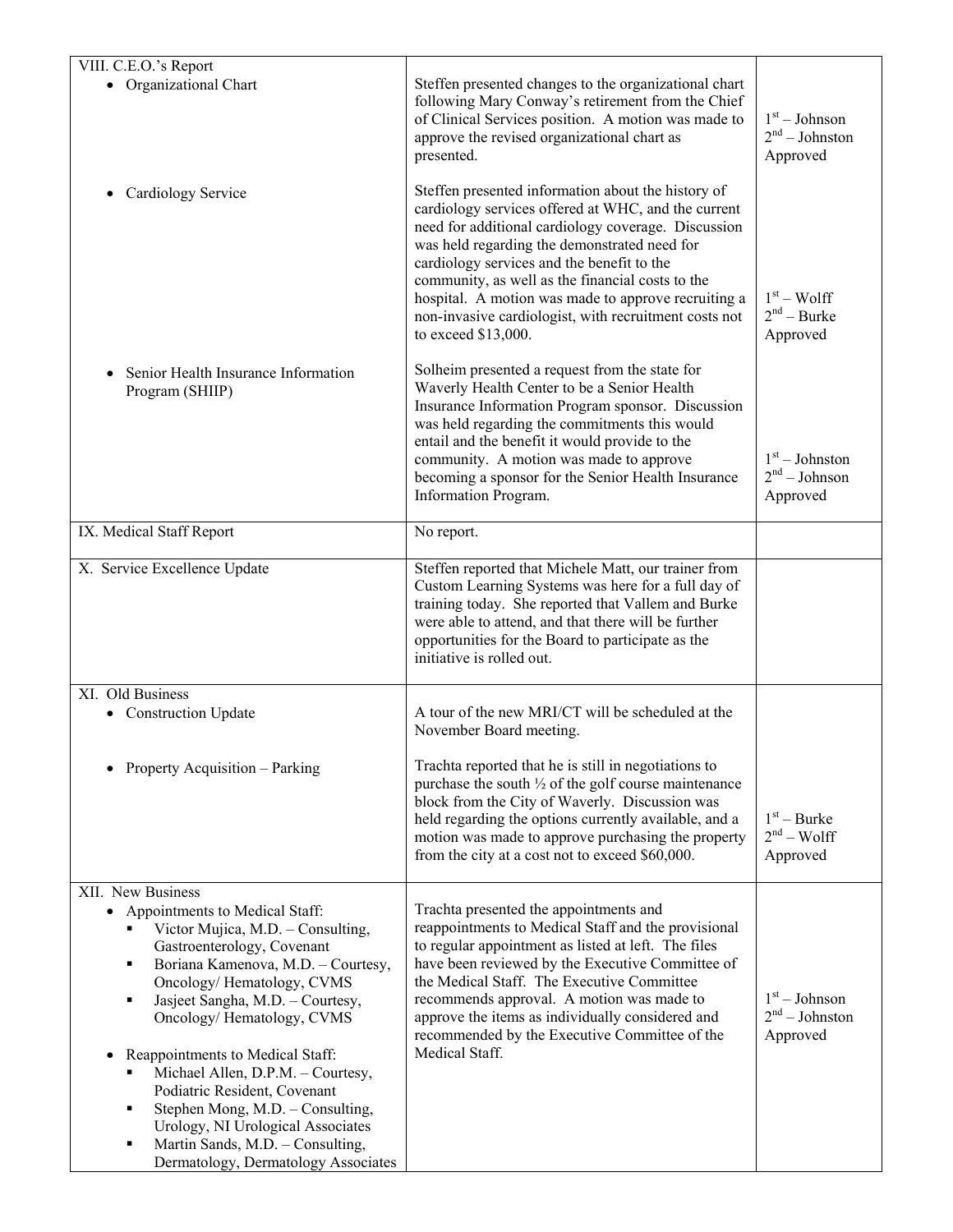| | | |
|---|---|---|
| VIII. C.E.O.'s Report<br>• Organizational Chart | Steffen presented changes to the organizational chart following Mary Conway's retirement from the Chief of Clinical Services position. A motion was made to approve the revised organizational chart as presented. | 1st – Johnson<br>2nd – Johnston<br>Approved |
| • Cardiology Service | Steffen presented information about the history of cardiology services offered at WHC, and the current need for additional cardiology coverage. Discussion was held regarding the demonstrated need for cardiology services and the benefit to the community, as well as the financial costs to the hospital. A motion was made to approve recruiting a non-invasive cardiologist, with recruitment costs not to exceed $13,000. | 1st – Wolff<br>2nd – Burke<br>Approved |
| • Senior Health Insurance Information Program (SHIIP) | Solheim presented a request from the state for Waverly Health Center to be a Senior Health Insurance Information Program sponsor. Discussion was held regarding the commitments this would entail and the benefit it would provide to the community. A motion was made to approve becoming a sponsor for the Senior Health Insurance Information Program. | 1st – Johnston<br>2nd – Johnson<br>Approved |
| IX. Medical Staff Report | No report. | |
| X. Service Excellence Update | Steffen reported that Michele Matt, our trainer from Custom Learning Systems was here for a full day of training today. She reported that Vallem and Burke were able to attend, and that there will be further opportunities for the Board to participate as the initiative is rolled out. | |
| XI. Old Business<br>• Construction Update | A tour of the new MRI/CT will be scheduled at the November Board meeting. | |
| • Property Acquisition – Parking | Trachta reported that he is still in negotiations to purchase the south ½ of the golf course maintenance block from the City of Waverly. Discussion was held regarding the options currently available, and a motion was made to approve purchasing the property from the city at a cost not to exceed $60,000. | 1st – Burke<br>2nd – Wolff<br>Approved |
| XII. New Business<br>• Appointments to Medical Staff:<br>▪ Victor Mujica, M.D. – Consulting, Gastroenterology, Covenant<br>▪ Boriana Kamenova, M.D. – Courtesy, Oncology/ Hematology, CVMS<br>▪ Jasjeet Sangha, M.D. – Courtesy, Oncology/ Hematology, CVMS<br>• Reappointments to Medical Staff:<br>▪ Michael Allen, D.P.M. – Courtesy, Podiatric Resident, Covenant<br>▪ Stephen Mong, M.D. – Consulting, Urology, NI Urological Associates<br>▪ Martin Sands, M.D. – Consulting, Dermatology, Dermatology Associates | Trachta presented the appointments and reappointments to Medical Staff and the provisional to regular appointment as listed at left. The files have been reviewed by the Executive Committee of the Medical Staff. The Executive Committee recommends approval. A motion was made to approve the items as individually considered and recommended by the Executive Committee of the Medical Staff. | 1st – Johnson<br>2nd – Johnston<br>Approved |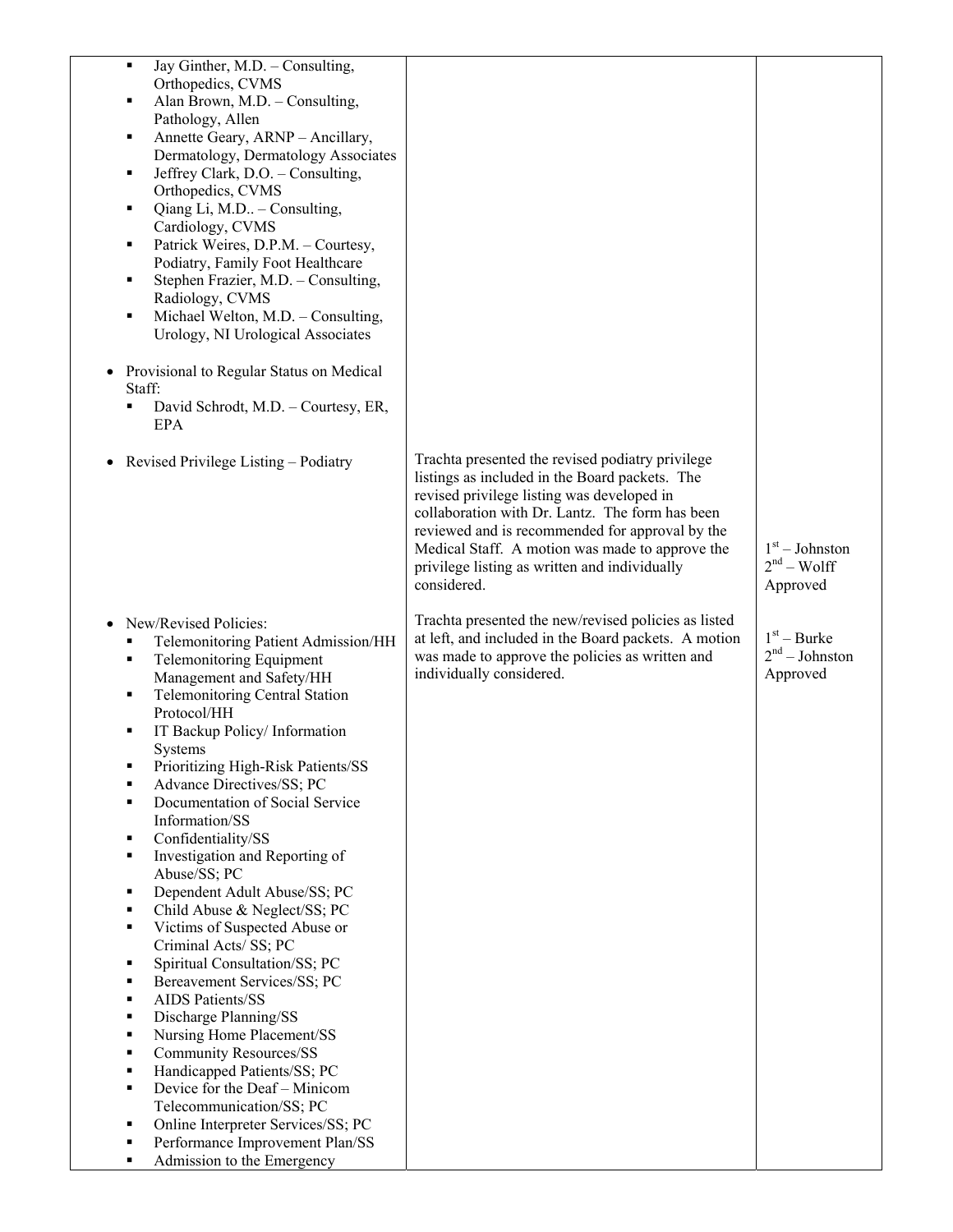| | | |
|---|---|---|
| ▪ Jay Ginther, M.D. – Consulting, Orthopedics, CVMS<br>▪ Alan Brown, M.D. – Consulting, Pathology, Allen<br>▪ Annette Geary, ARNP – Ancillary, Dermatology, Dermatology Associates<br>▪ Jeffrey Clark, D.O. – Consulting, Orthopedics, CVMS<br>▪ Qiang Li, M.D.. – Consulting, Cardiology, CVMS<br>▪ Patrick Weires, D.P.M. – Courtesy, Podiatry, Family Foot Healthcare<br>▪ Stephen Frazier, M.D. – Consulting, Radiology, CVMS<br>▪ Michael Welton, M.D. – Consulting, Urology, NI Urological Associates<br><br>• Provisional to Regular Status on Medical Staff:<br>▪ David Schrodt, M.D. – Courtesy, ER, EPA | | |
| • Revised Privilege Listing – Podiatry | Trachta presented the revised podiatry privilege listings as included in the Board packets. The revised privilege listing was developed in collaboration with Dr. Lantz. The form has been reviewed and is recommended for approval by the Medical Staff. A motion was made to approve the privilege listing as written and individually considered. | 1st – Johnston<br>2nd – Wolff<br>Approved |
| • New/Revised Policies:<br>▪ Telemonitoring Patient Admission/HH<br>▪ Telemonitoring Equipment Management and Safety/HH<br>▪ Telemonitoring Central Station Protocol/HH<br>▪ IT Backup Policy/ Information Systems<br>▪ Prioritizing High-Risk Patients/SS<br>▪ Advance Directives/SS; PC<br>▪ Documentation of Social Service Information/SS<br>▪ Confidentiality/SS<br>▪ Investigation and Reporting of Abuse/SS; PC<br>▪ Dependent Adult Abuse/SS; PC<br>▪ Child Abuse & Neglect/SS; PC<br>▪ Victims of Suspected Abuse or Criminal Acts/ SS; PC<br>▪ Spiritual Consultation/SS; PC<br>▪ Bereavement Services/SS; PC<br>▪ AIDS Patients/SS<br>▪ Discharge Planning/SS<br>▪ Nursing Home Placement/SS<br>▪ Community Resources/SS<br>▪ Handicapped Patients/SS; PC<br>▪ Device for the Deaf – Minicom Telecommunication/SS; PC<br>▪ Online Interpreter Services/SS; PC<br>▪ Performance Improvement Plan/SS<br>▪ Admission to the Emergency | Trachta presented the new/revised policies as listed at left, and included in the Board packets. A motion was made to approve the policies as written and individually considered. | 1st – Burke<br>2nd – Johnston<br>Approved |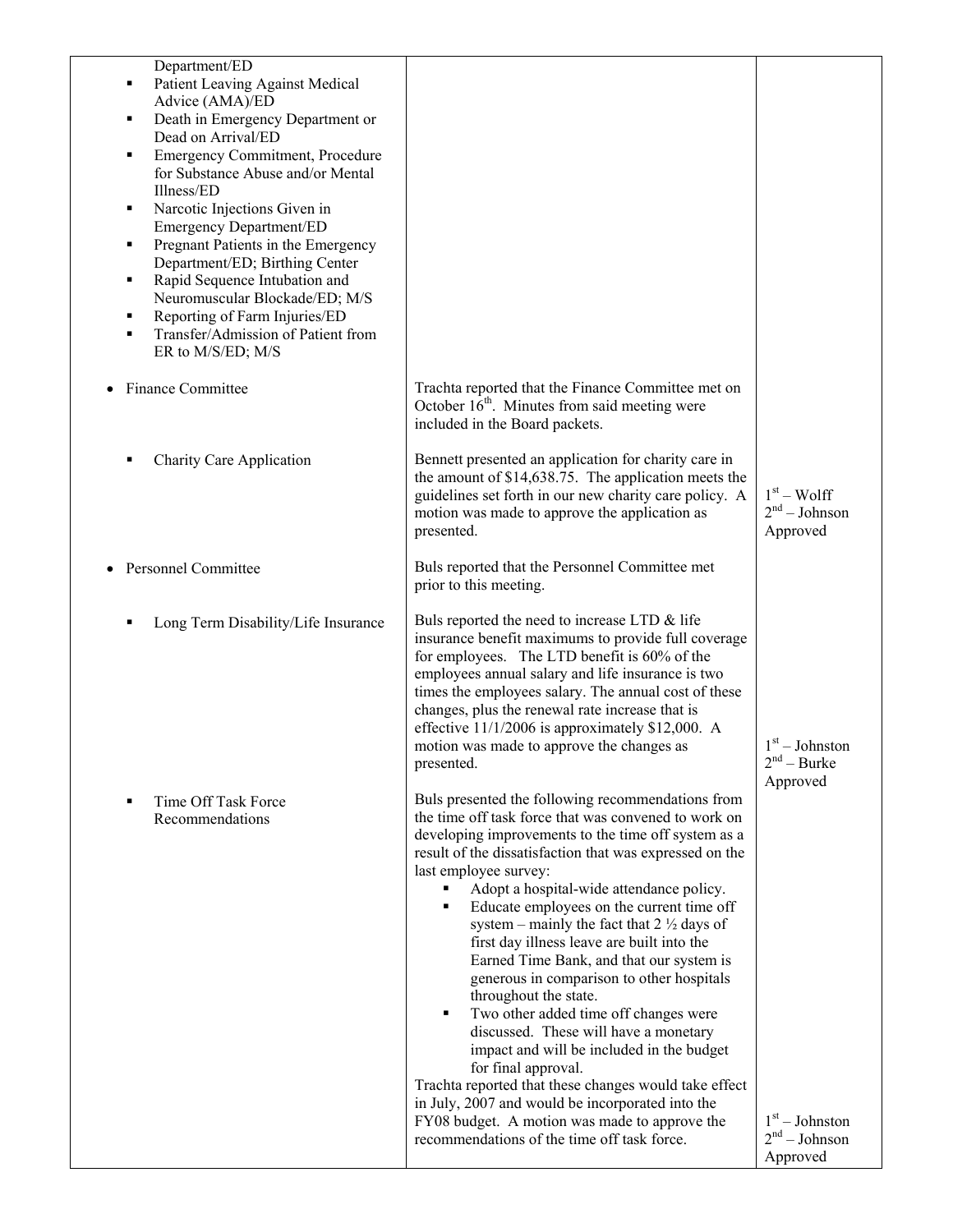| | | |
|---|---|---|
| Department/ED<br>▪ Patient Leaving Against Medical Advice (AMA)/ED<br>▪ Death in Emergency Department or Dead on Arrival/ED<br>▪ Emergency Commitment, Procedure for Substance Abuse and/or Mental Illness/ED<br>▪ Narcotic Injections Given in Emergency Department/ED<br>▪ Pregnant Patients in the Emergency Department/ED; Birthing Center<br>▪ Rapid Sequence Intubation and Neuromuscular Blockade/ED; M/S<br>▪ Reporting of Farm Injuries/ED<br>▪ Transfer/Admission of Patient from ER to M/S/ED; M/S | | |
| • Finance Committee | Trachta reported that the Finance Committee met on October 16th. Minutes from said meeting were included in the Board packets. | |
| ▪ Charity Care Application | Bennett presented an application for charity care in the amount of $14,638.75. The application meets the guidelines set forth in our new charity care policy. A motion was made to approve the application as presented. | 1st – Wolff<br>2nd – Johnson<br>Approved |
| • Personnel Committee | Buls reported that the Personnel Committee met prior to this meeting. | |
| ▪ Long Term Disability/Life Insurance | Buls reported the need to increase LTD & life insurance benefit maximums to provide full coverage for employees. The LTD benefit is 60% of the employees annual salary and life insurance is two times the employees salary. The annual cost of these changes, plus the renewal rate increase that is effective 11/1/2006 is approximately $12,000. A motion was made to approve the changes as presented. | 1st – Johnston<br>2nd – Burke<br>Approved |
| ▪ Time Off Task Force Recommendations | Buls presented the following recommendations from the time off task force that was convened to work on developing improvements to the time off system as a result of the dissatisfaction that was expressed on the last employee survey:<br>▪ Adopt a hospital-wide attendance policy.<br>▪ Educate employees on the current time off system – mainly the fact that 2 ½ days of first day illness leave are built into the Earned Time Bank, and that our system is generous in comparison to other hospitals throughout the state.<br>▪ Two other added time off changes were discussed. These will have a monetary impact and will be included in the budget for final approval.<br>Trachta reported that these changes would take effect in July, 2007 and would be incorporated into the FY08 budget. A motion was made to approve the recommendations of the time off task force. | 1st – Johnston<br>2nd – Johnson<br>Approved |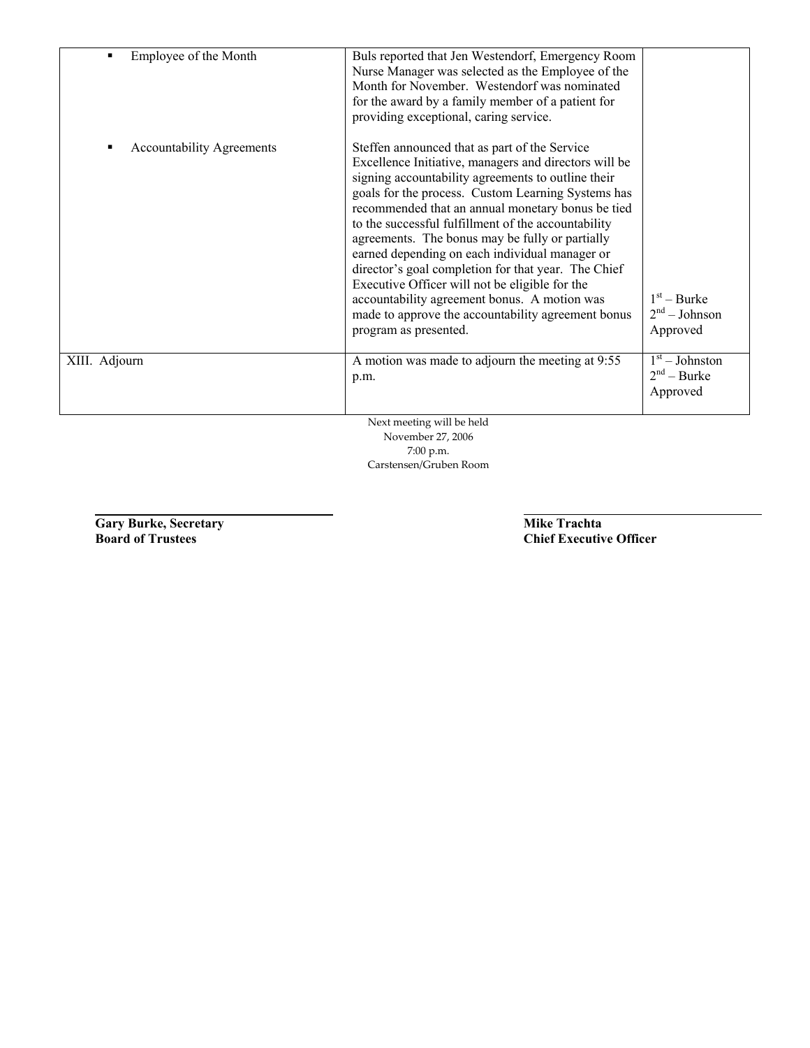| | | |
|---|---|---|
| ▪ Employee of the Month | Buls reported that Jen Westendorf, Emergency Room Nurse Manager was selected as the Employee of the Month for November. Westendorf was nominated for the award by a family member of a patient for providing exceptional, caring service. | |
| ▪ Accountability Agreements | Steffen announced that as part of the Service Excellence Initiative, managers and directors will be signing accountability agreements to outline their goals for the process. Custom Learning Systems has recommended that an annual monetary bonus be tied to the successful fulfillment of the accountability agreements. The bonus may be fully or partially earned depending on each individual manager or director's goal completion for that year. The Chief Executive Officer will not be eligible for the accountability agreement bonus. A motion was made to approve the accountability agreement bonus program as presented. | 1st – Burke<br>2nd – Johnson<br>Approved |
| XIII. Adjourn | A motion was made to adjourn the meeting at 9:55 p.m. | 1st – Johnston<br>2nd – Burke<br>Approved |

Next meeting will be held
November 27, 2006
7:00 p.m.
Carstensen/Gruben Room

**Gary Burke, Secretary**
**Board of Trustees**

**Mike Trachta**
**Chief Executive Officer**